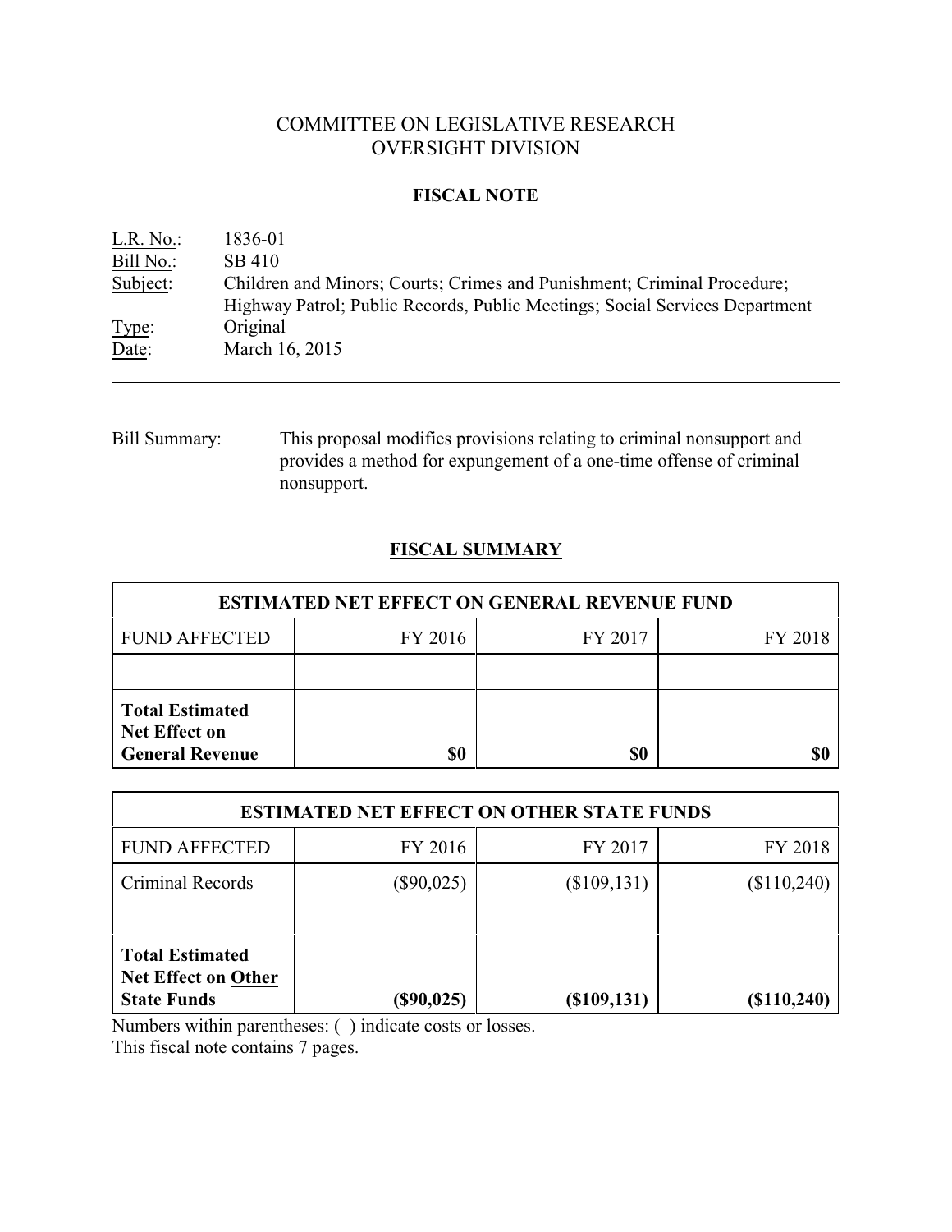# COMMITTEE ON LEGISLATIVE RESEARCH
# OVERSIGHT DIVISION

## FISCAL NOTE

| | |
|---|---|
| L.R. No.: | 1836-01 |
| Bill No.: | SB 410 |
| Subject: | Children and Minors; Courts; Crimes and Punishment; Criminal Procedure; Highway Patrol; Public Records, Public Meetings; Social Services Department |
| Type: | Original |
| Date: | March 16, 2015 |

---

Bill Summary: This proposal modifies provisions relating to criminal nonsupport and provides a method for expungement of a one-time offense of criminal nonsupport.

## FISCAL SUMMARY

| ESTIMATED NET EFFECT ON GENERAL REVENUE FUND | | | |
|---|---|---|---|
| FUND AFFECTED | FY 2016 | FY 2017 | FY 2018 |
| | | | |
| **Total Estimated Net Effect on General Revenue** | **$0** | **$0** | **$0** |

| ESTIMATED NET EFFECT ON OTHER STATE FUNDS | | | |
|---|---|---|---|
| FUND AFFECTED | FY 2016 | FY 2017 | FY 2018 |
| Criminal Records | ($90,025) | ($109,131) | ($110,240) |
| | | | |
| **Total Estimated Net Effect on Other State Funds** | **($90,025)** | **($109,131)** | **($110,240)** |

Numbers within parentheses: ( ) indicate costs or losses.

This fiscal note contains 7 pages.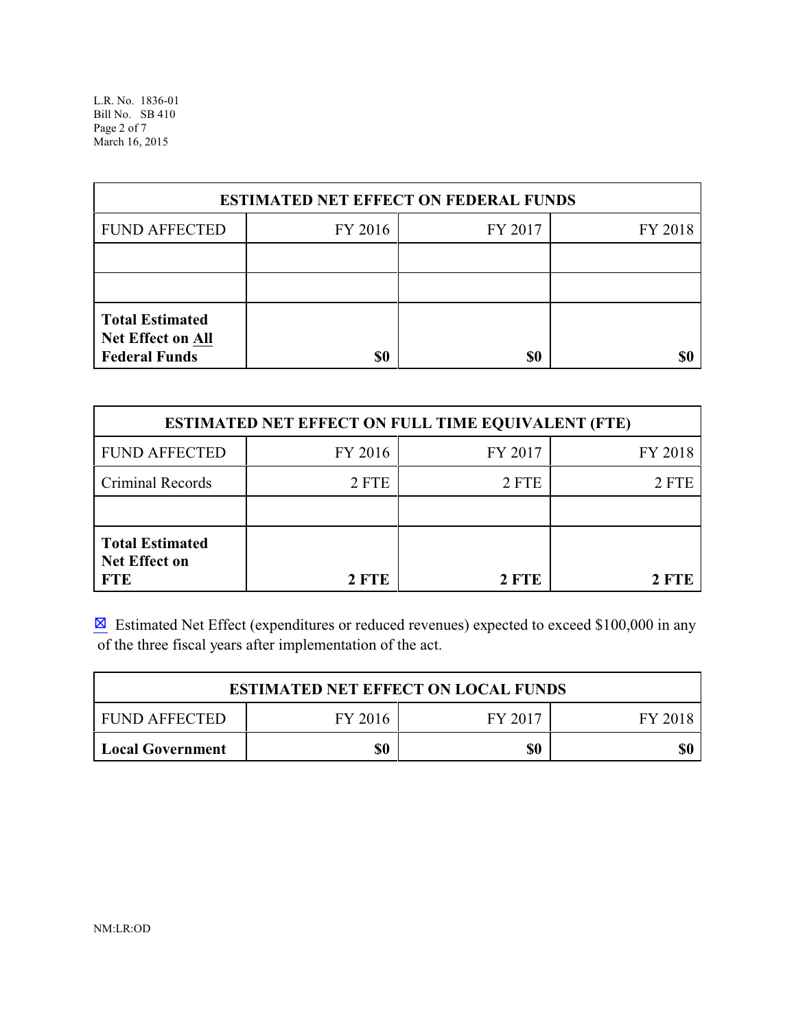| ESTIMATED NET EFFECT ON FEDERAL FUNDS | | | |
|---|---|---|---|
| FUND AFFECTED | FY 2016 | FY 2017 | FY 2018 |
| | | | |
| | | | |
| **Total Estimated Net Effect on All Federal Funds** | **$0** | **$0** | **$0** |

| ESTIMATED NET EFFECT ON FULL TIME EQUIVALENT (FTE) | | | |
|---|---|---|---|
| FUND AFFECTED | FY 2016 | FY 2017 | FY 2018 |
| Criminal Records | 2 FTE | 2 FTE | 2 FTE |
| | | | |
| **Total Estimated Net Effect on FTE** | **2 FTE** | **2 FTE** | **2 FTE** |

☒ Estimated Net Effect (expenditures or reduced revenues) expected to exceed $100,000 in any of the three fiscal years after implementation of the act.

| ESTIMATED NET EFFECT ON LOCAL FUNDS | | | |
|---|---|---|---|
| FUND AFFECTED | FY 2016 | FY 2017 | FY 2018 |
| **Local Government** | **$0** | **$0** | **$0** |

NM:LR:OD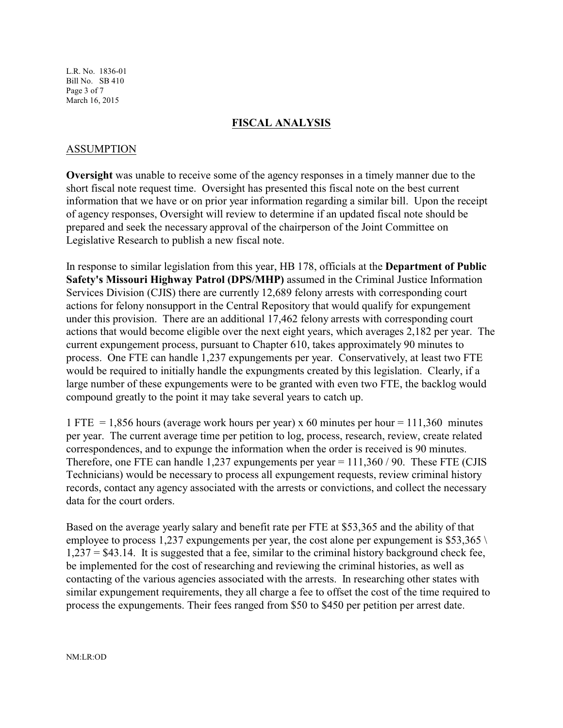## FISCAL ANALYSIS

### ASSUMPTION

**Oversight** was unable to receive some of the agency responses in a timely manner due to the short fiscal note request time. Oversight has presented this fiscal note on the best current information that we have or on prior year information regarding a similar bill. Upon the receipt of agency responses, Oversight will review to determine if an updated fiscal note should be prepared and seek the necessary approval of the chairperson of the Joint Committee on Legislative Research to publish a new fiscal note.

In response to similar legislation from this year, HB 178, officials at the **Department of Public Safety's Missouri Highway Patrol (DPS/MHP)** assumed in the Criminal Justice Information Services Division (CJIS) there are currently 12,689 felony arrests with corresponding court actions for felony nonsupport in the Central Repository that would qualify for expungement under this provision. There are an additional 17,462 felony arrests with corresponding court actions that would become eligible over the next eight years, which averages 2,182 per year. The current expungement process, pursuant to Chapter 610, takes approximately 90 minutes to process. One FTE can handle 1,237 expungements per year. Conservatively, at least two FTE would be required to initially handle the expungments created by this legislation. Clearly, if a large number of these expungements were to be granted with even two FTE, the backlog would compound greatly to the point it may take several years to catch up.

1 FTE = 1,856 hours (average work hours per year) x 60 minutes per hour = 111,360 minutes per year. The current average time per petition to log, process, research, review, create related correspondences, and to expunge the information when the order is received is 90 minutes. Therefore, one FTE can handle 1,237 expungements per year = 111,360 / 90. These FTE (CJIS Technicians) would be necessary to process all expungement requests, review criminal history records, contact any agency associated with the arrests or convictions, and collect the necessary data for the court orders.

Based on the average yearly salary and benefit rate per FTE at $53,365 and the ability of that employee to process 1,237 expungements per year, the cost alone per expungement is $53,365 \ 1,237 = $43.14. It is suggested that a fee, similar to the criminal history background check fee, be implemented for the cost of researching and reviewing the criminal histories, as well as contacting of the various agencies associated with the arrests. In researching other states with similar expungement requirements, they all charge a fee to offset the cost of the time required to process the expungements. Their fees ranged from $50 to $450 per petition per arrest date.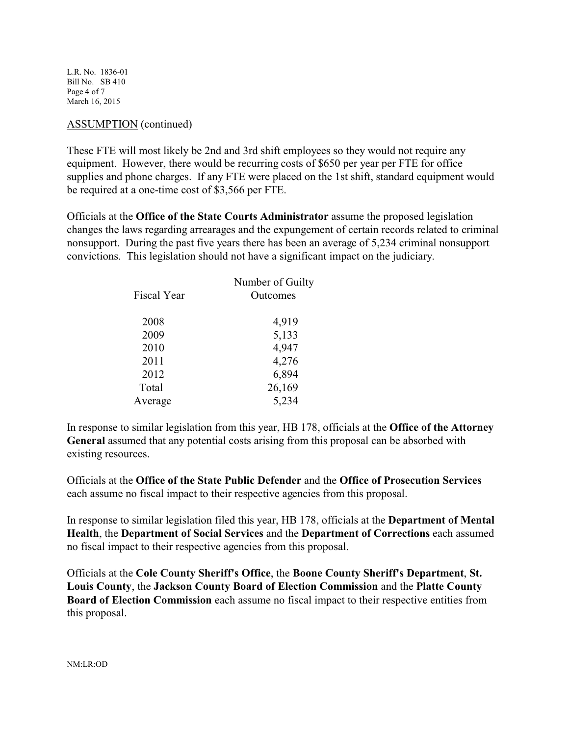ASSUMPTION (continued)

These FTE will most likely be 2nd and 3rd shift employees so they would not require any equipment. However, there would be recurring costs of $650 per year per FTE for office supplies and phone charges. If any FTE were placed on the 1st shift, standard equipment would be required at a one-time cost of $3,566 per FTE.

Officials at the **Office of the State Courts Administrator** assume the proposed legislation changes the laws regarding arrearages and the expungement of certain records related to criminal nonsupport. During the past five years there has been an average of 5,234 criminal nonsupport convictions. This legislation should not have a significant impact on the judiciary.

| Fiscal Year | Number of Guilty Outcomes |
|---|---|
| 2008 | 4,919 |
| 2009 | 5,133 |
| 2010 | 4,947 |
| 2011 | 4,276 |
| 2012 | 6,894 |
| Total | 26,169 |
| Average | 5,234 |

In response to similar legislation from this year, HB 178, officials at the **Office of the Attorney General** assumed that any potential costs arising from this proposal can be absorbed with existing resources.

Officials at the **Office of the State Public Defender** and the **Office of Prosecution Services** each assume no fiscal impact to their respective agencies from this proposal.

In response to similar legislation filed this year, HB 178, officials at the **Department of Mental Health**, the **Department of Social Services** and the **Department of Corrections** each assumed no fiscal impact to their respective agencies from this proposal.

Officials at the **Cole County Sheriff's Office**, the **Boone County Sheriff's Department**, **St. Louis County**, the **Jackson County Board of Election Commission** and the **Platte County Board of Election Commission** each assume no fiscal impact to their respective entities from this proposal.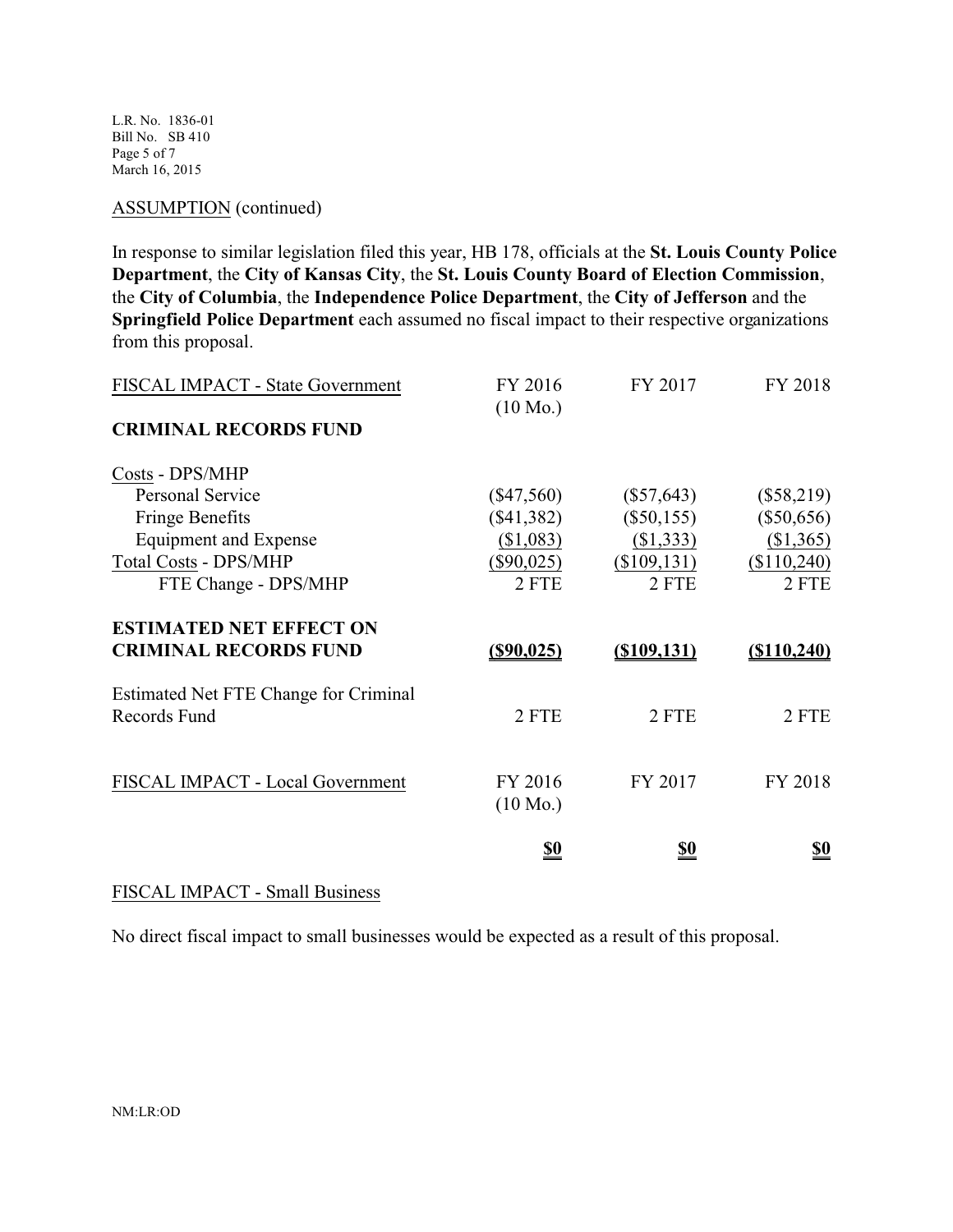ASSUMPTION (continued)

In response to similar legislation filed this year, HB 178, officials at the **St. Louis County Police Department**, the **City of Kansas City**, the **St. Louis County Board of Election Commission**, the **City of Columbia**, the **Independence Police Department**, the **City of Jefferson** and the **Springfield Police Department** each assumed no fiscal impact to their respective organizations from this proposal.

| FISCAL IMPACT - State Government | FY 2016 (10 Mo.) | FY 2017 | FY 2018 |
|---|---|---|---|
| **CRIMINAL RECORDS FUND** | | | |
| Costs - DPS/MHP | | | |
| Personal Service | ($47,560) | ($57,643) | ($58,219) |
| Fringe Benefits | ($41,382) | ($50,155) | ($50,656) |
| Equipment and Expense | ($1,083) | ($1,333) | ($1,365) |
| Total Costs - DPS/MHP | ($90,025) | ($109,131) | ($110,240) |
| FTE Change - DPS/MHP | 2 FTE | 2 FTE | 2 FTE |
| **ESTIMATED NET EFFECT ON CRIMINAL RECORDS FUND** | **($90,025)** | **($109,131)** | **($110,240)** |
| Estimated Net FTE Change for Criminal Records Fund | 2 FTE | 2 FTE | 2 FTE |

| FISCAL IMPACT - Local Government | FY 2016 (10 Mo.) | FY 2017 | FY 2018 |
|---|---|---|---|
| | **$0** | **$0** | **$0** |

FISCAL IMPACT - Small Business

No direct fiscal impact to small businesses would be expected as a result of this proposal.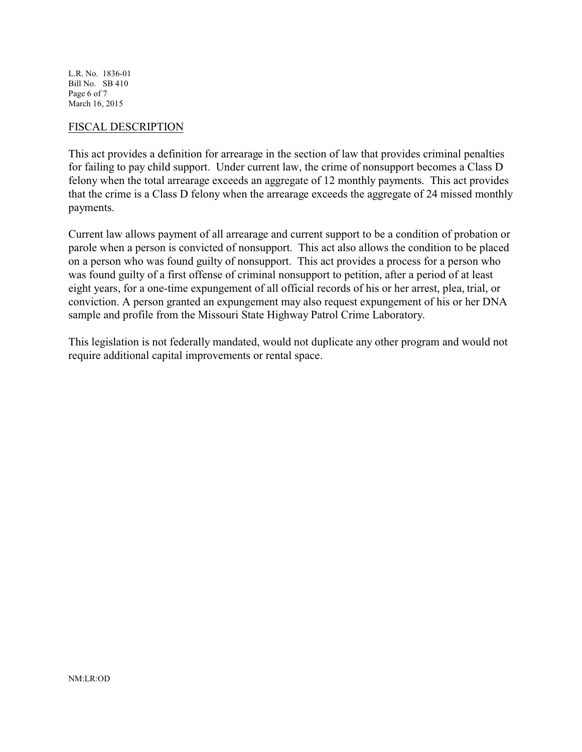## FISCAL DESCRIPTION

This act provides a definition for arrearage in the section of law that provides criminal penalties for failing to pay child support. Under current law, the crime of nonsupport becomes a Class D felony when the total arrearage exceeds an aggregate of 12 monthly payments. This act provides that the crime is a Class D felony when the arrearage exceeds the aggregate of 24 missed monthly payments.

Current law allows payment of all arrearage and current support to be a condition of probation or parole when a person is convicted of nonsupport. This act also allows the condition to be placed on a person who was found guilty of nonsupport. This act provides a process for a person who was found guilty of a first offense of criminal nonsupport to petition, after a period of at least eight years, for a one-time expungement of all official records of his or her arrest, plea, trial, or conviction. A person granted an expungement may also request expungement of his or her DNA sample and profile from the Missouri State Highway Patrol Crime Laboratory.

This legislation is not federally mandated, would not duplicate any other program and would not require additional capital improvements or rental space.

NM:LR:OD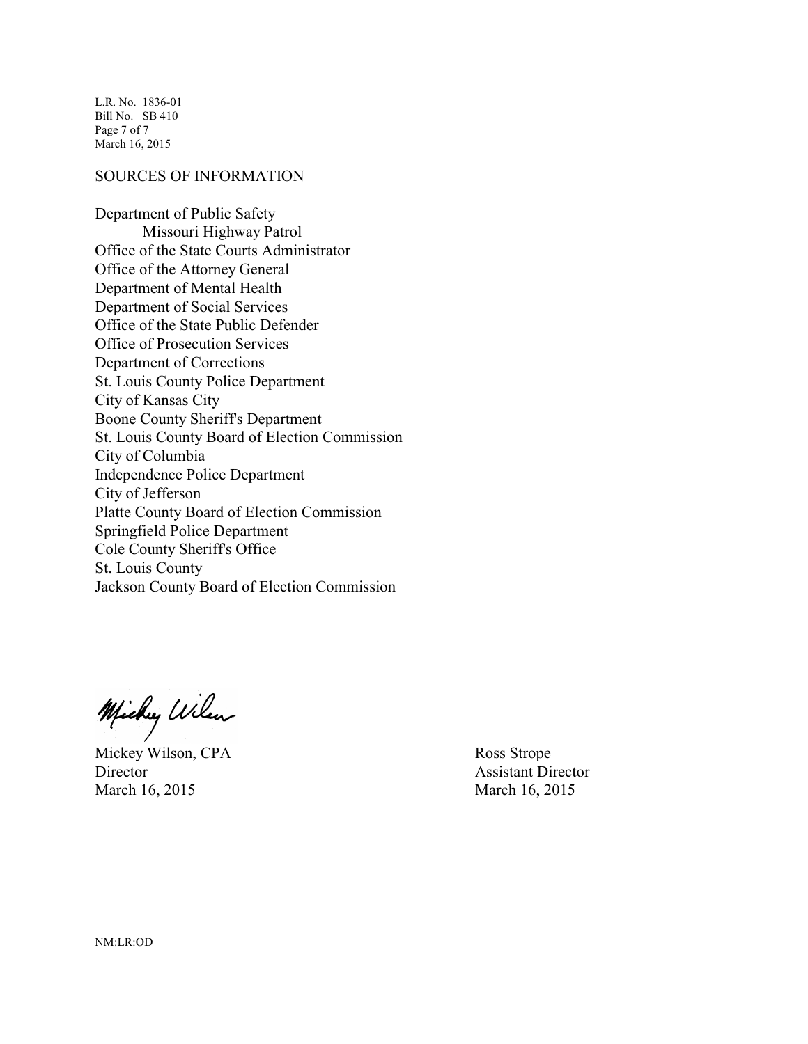## SOURCES OF INFORMATION

Department of Public Safety
  Missouri Highway Patrol
Office of the State Courts Administrator
Office of the Attorney General
Department of Mental Health
Department of Social Services
Office of the State Public Defender
Office of Prosecution Services
Department of Corrections
St. Louis County Police Department
City of Kansas City
Boone County Sheriff's Department
St. Louis County Board of Election Commission
City of Columbia
Independence Police Department
City of Jefferson
Platte County Board of Election Commission
Springfield Police Department
Cole County Sheriff's Office
St. Louis County
Jackson County Board of Election Commission

Mickey Wilson, CPA
Director
March 16, 2015

Ross Strope
Assistant Director
March 16, 2015

NM:LR:OD